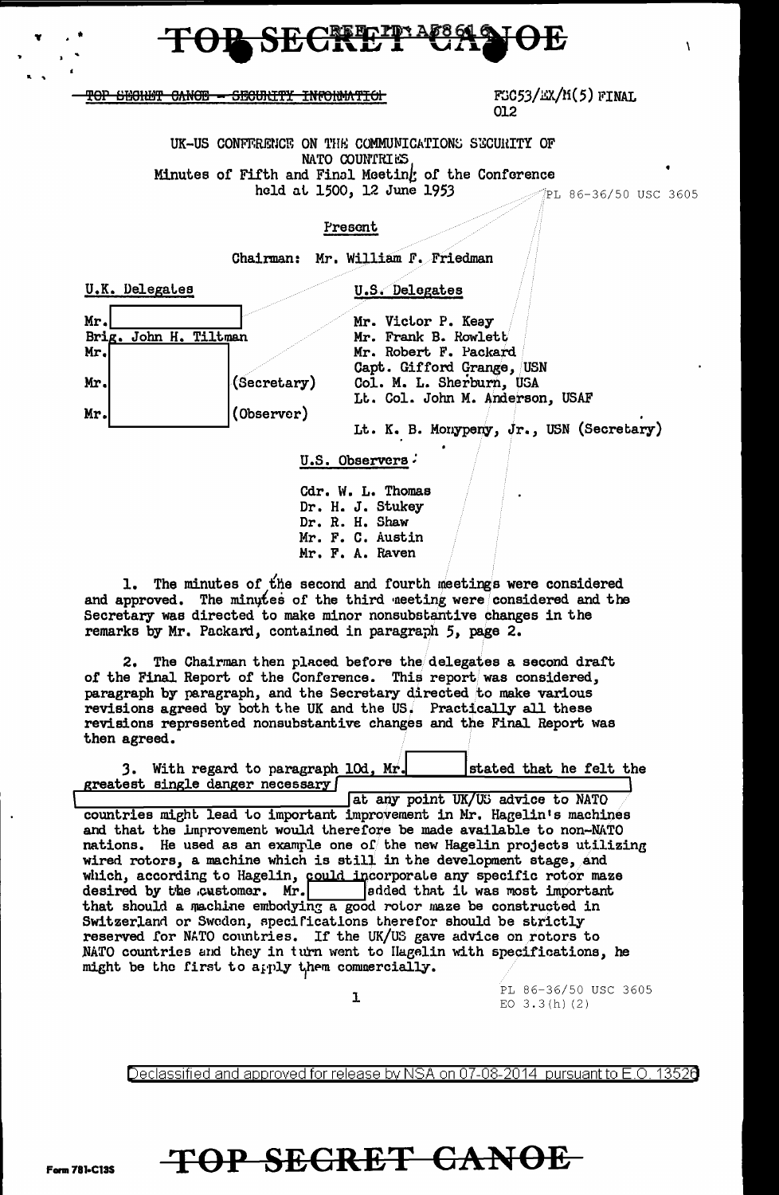TOP SECRET CANOE

~~TOP SECRET CANOE - SECURITY INFORMATION~~

FSC53/EX/M(5) FINAL
012

UK-US CONFERENCE ON THE COMMUNICATIONS SECURITY OF NATO COUNTRIES
Minutes of Fifth and Final Meeting of the Conference
held at 1500, 12 June 1953

PL 86-36/50 USC 3605

Present

Chairman: Mr. William F. Friedman

| U.K. Delegates | U.S. Delegates |
|---|---|
| Mr. [redacted] | Mr. Victor P. Keay |
| Brig. John H. Tiltman | Mr. Frank B. Rowlett |
| Mr. [redacted] | Mr. Robert F. Packard |
| Mr. [redacted] (Secretary) | Capt. Gifford Grange, USN |
| Mr. [redacted] (Observer) | Col. M. L. Sherburn, USA |
| | Lt. Col. John M. Anderson, USAF |
| | Lt. K. B. Monypeny, Jr., USN (Secretary) |

U.S. Observers:

Cdr. W. L. Thomas
Dr. H. J. Stukey
Dr. R. H. Shaw
Mr. F. C. Austin
Mr. F. A. Raven

1. The minutes of the second and fourth meetings were considered and approved. The minutes of the third meeting were considered and the Secretary was directed to make minor nonsubstantive changes in the remarks by Mr. Packard, contained in paragraph 5, page 2.

2. The Chairman then placed before the delegates a second draft of the Final Report of the Conference. This report was considered, paragraph by paragraph, and the Secretary directed to make various revisions agreed by both the UK and the US. Practically all these revisions represented nonsubstantive changes and the Final Report was then agreed.

3. With regard to paragraph 10d, Mr. [redacted] stated that he felt the greatest single danger necessary [redacted] at any point UK/US advice to NATO countries might lead to important improvement in Mr. Hagelin's machines and that the improvement would therefore be made available to non-NATO nations. He used as an example one of the new Hagelin projects utilizing wired rotors, a machine which is still in the development stage, and which, according to Hagelin, could incorporate any specific rotor maze desired by the customer. Mr. [redacted] added that it was most important that should a machine embodying a good rotor maze be constructed in Switzerland or Sweden, specifications therefor should be strictly reserved for NATO countries. If the UK/US gave advice on rotors to NATO countries and they in turn went to Hagelin with specifications, he might be the first to apply them commercially.

PL 86-36/50 USC 3605
EO 3.3(h)(2)

Declassified and approved for release by NSA on 07-08-2014 pursuant to E.O. 13526

TOP SECRET CANOE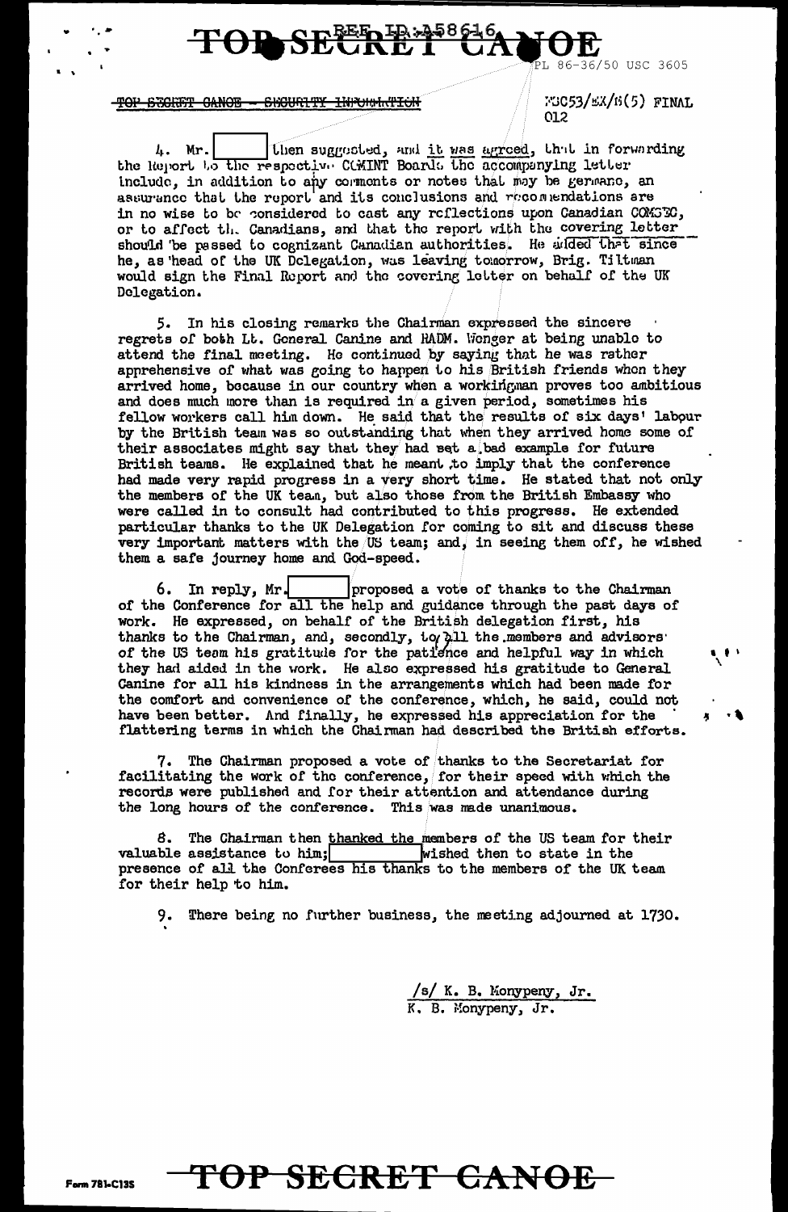TOP SECRET CANOE

REF ID:A58616

PL 86-36/50 USC 3605

~~TOP SECRET CANOE~~ - ~~SECURITY INFORMATION~~

USC53/EX/M(5) FINAL
012

4. Mr. [    ] then suggested, and it was agreed, that in forwarding the Report to the respective COMINT Boards the accompanying letter include, in addition to any comments or notes that may be germane, an assurance that the report and its conclusions and recommendations are in no wise to be considered to cast any reflections upon Canadian COMSEC, or to affect the Canadians, and that the report with the covering letter should be passed to cognizant Canadian authorities. He added that since he, as head of the UK Delegation, was leaving tomorrow, Brig. Tiltman would sign the Final Report and the covering letter on behalf of the UK Delegation.

5. In his closing remarks the Chairman expressed the sincere regrets of both Lt. General Canine and RADM. Wenger at being unable to attend the final meeting. He continued by saying that he was rather apprehensive of what was going to happen to his British friends when they arrived home, because in our country when a workingman proves too ambitious and does much more than is required in a given period, sometimes his fellow workers call him down. He said that the results of six days' labour by the British team was so outstanding that when they arrived home some of their associates might say that they had set a bad example for future British teams. He explained that he meant to imply that the conference had made very rapid progress in a very short time. He stated that not only the members of the UK team, but also those from the British Embassy who were called in to consult had contributed to this progress. He extended particular thanks to the UK Delegation for coming to sit and discuss these very important matters with the US team; and, in seeing them off, he wished them a safe journey home and God-speed.

6. In reply, Mr. [    ] proposed a vote of thanks to the Chairman of the Conference for all the help and guidance through the past days of work. He expressed, on behalf of the British delegation first, his thanks to the Chairman, and, secondly, to all the members and advisors of the US team his gratitude for the patience and helpful way in which they had aided in the work. He also expressed his gratitude to General Canine for all his kindness in the arrangements which had been made for the comfort and convenience of the conference, which, he said, could not have been better. And finally, he expressed his appreciation for the flattering terms in which the Chairman had described the British efforts.

7. The Chairman proposed a vote of thanks to the Secretariat for facilitating the work of the conference, for their speed with which the records were published and for their attention and attendance during the long hours of the conference. This was made unanimous.

8. The Chairman then thanked the members of the US team for their valuable assistance to him; [    ] wished then to state in the presence of all the Conferees his thanks to the members of the UK team for their help to him.

9. There being no further business, the meeting adjourned at 1730.

/s/ K. B. Monypeny, Jr.
K. B. Monypeny, Jr.

Form 781-C13S

TOP SECRET CANOE